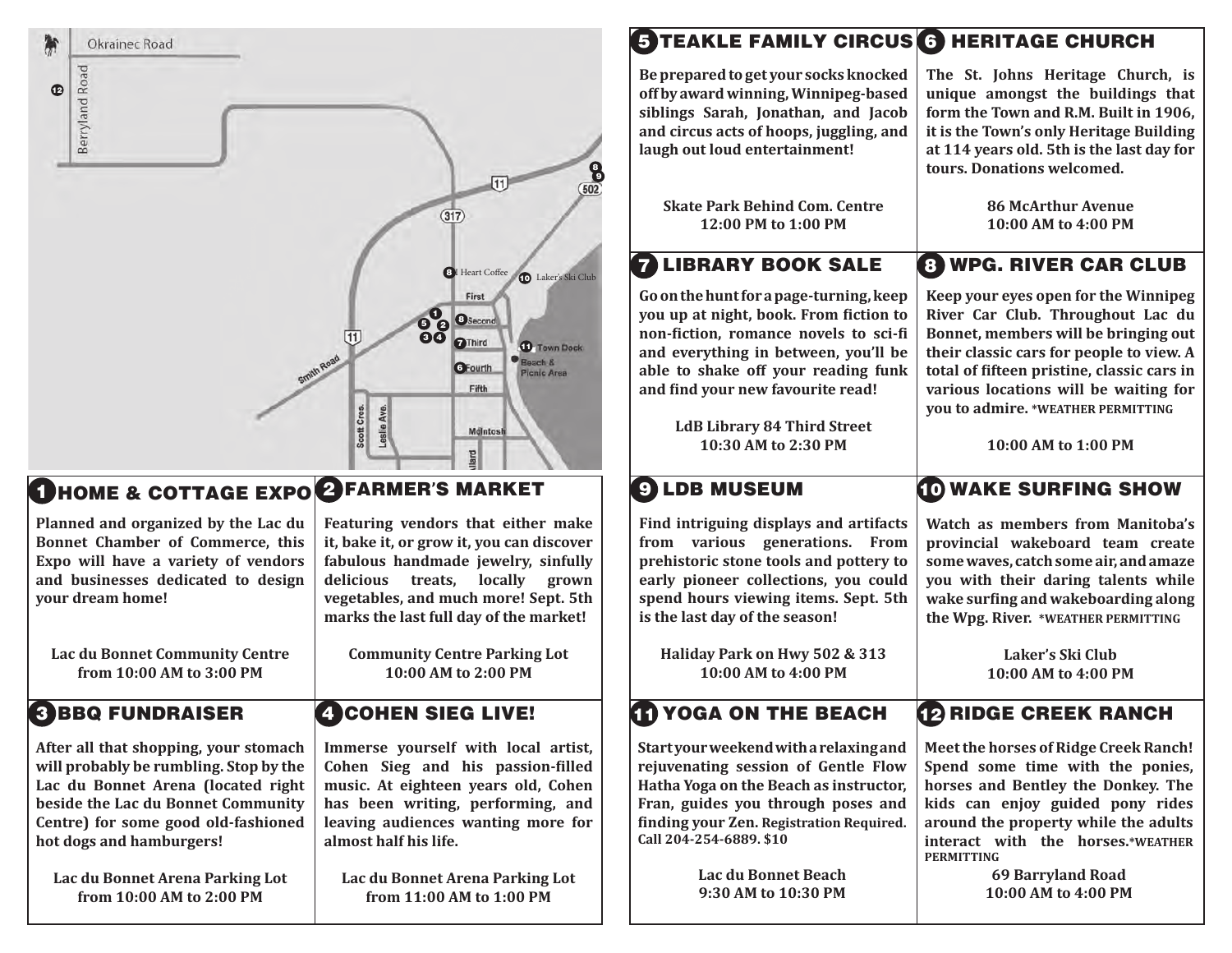## 1 HOME & COTTAGE EXPO

**Planned and organized by the Lac du Bonnet Chamber of Commerce, this Expo will have a variety of vendors and businesses dedicated to design your dream home!**

**Lac du Bonnet Community Centre**
**from 10:00 AM to 3:00 PM**

## 2 FARMER'S MARKET

**Featuring vendors that either make it, bake it, or grow it, you can discover fabulous handmade jewelry, sinfully delicious treats, locally grown vegetables, and much more! Sept. 5th marks the last full day of the market!**

**Community Centre Parking Lot**
**10:00 AM to 2:00 PM**

## 3 BBQ FUNDRAISER

**After all that shopping, your stomach will probably be rumbling. Stop by the Lac du Bonnet Arena (located right beside the Lac du Bonnet Community Centre) for some good old-fashioned hot dogs and hamburgers!**

**Lac du Bonnet Arena Parking Lot**
**from 10:00 AM to 2:00 PM**

## 4 COHEN SIEG LIVE!

**Immerse yourself with local artist, Cohen Sieg and his passion-filled music. At eighteen years old, Cohen has been writing, performing, and leaving audiences wanting more for almost half his life.**

**Lac du Bonnet Arena Parking Lot**
**from 11:00 AM to 1:00 PM**

## 5 TEAKLE FAMILY CIRCUS

**Be prepared to get your socks knocked off by award winning, Winnipeg-based siblings Sarah, Jonathan, and Jacob and circus acts of hoops, juggling, and laugh out loud entertainment!**

**Skate Park Behind Com. Centre**
**12:00 PM to 1:00 PM**

## 6 HERITAGE CHURCH

**The St. Johns Heritage Church, is unique amongst the buildings that form the Town and R.M. Built in 1906, it is the Town's only Heritage Building at 114 years old. 5th is the last day for tours. Donations welcomed.**

**86 McArthur Avenue**
**10:00 AM to 4:00 PM**

## 7 LIBRARY BOOK SALE

**Go on the hunt for a page-turning, keep you up at night, book. From fiction to non-fiction, romance novels to sci-fi and everything in between, you'll be able to shake off your reading funk and find your new favourite read!**

**LdB Library 84 Third Street**
**10:30 AM to 2:30 PM**

## 8 WPG. RIVER CAR CLUB

**Keep your eyes open for the Winnipeg River Car Club. Throughout Lac du Bonnet, members will be bringing out their classic cars for people to view. A total of fifteen pristine, classic cars in various locations will be waiting for you to admire. *WEATHER PERMITTING**

**10:00 AM to 1:00 PM**

## 9 LDB MUSEUM

**Find intriguing displays and artifacts from various generations. From prehistoric stone tools and pottery to early pioneer collections, you could spend hours viewing items. Sept. 5th is the last day of the season!**

**Haliday Park on Hwy 502 & 313**
**10:00 AM to 4:00 PM**

## 10 WAKE SURFING SHOW

**Watch as members from Manitoba's provincial wakeboard team create some waves, catch some air, and amaze you with their daring talents while wake surfing and wakeboarding along the Wpg. River. *WEATHER PERMITTING**

**Laker's Ski Club**
**10:00 AM to 4:00 PM**

## 11 YOGA ON THE BEACH

**Start your weekend with a relaxing and rejuvenating session of Gentle Flow Hatha Yoga on the Beach as instructor, Fran, guides you through poses and finding your Zen. Registration Required. Call 204-254-6889. $10**

**Lac du Bonnet Beach**
**9:30 AM to 10:30 PM**

## 12 RIDGE CREEK RANCH

**Meet the horses of Ridge Creek Ranch! Spend some time with the ponies, horses and Bentley the Donkey. The kids can enjoy guided pony rides around the property while the adults interact with the horses.*WEATHER PERMITTING**

**69 Barryland Road**
**10:00 AM to 4:00 PM**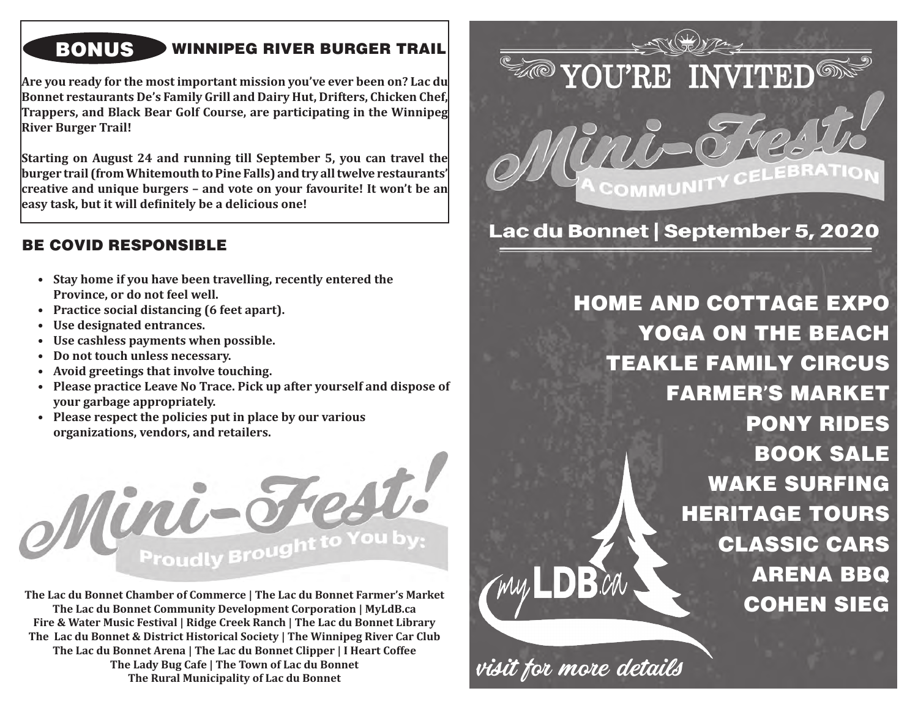## BONUS WINNIPEG RIVER BURGER TRAIL

**Are you ready for the most important mission you've ever been on? Lac du Bonnet restaurants De's Family Grill and Dairy Hut, Drifters, Chicken Chef, Trappers, and Black Bear Golf Course, are participating in the Winnipeg River Burger Trail!**

**Starting on August 24 and running till September 5, you can travel the burger trail (from Whitemouth to Pine Falls) and try all twelve restaurants' creative and unique burgers – and vote on your favourite! It won't be an easy task, but it will definitely be a delicious one!**

## BE COVID RESPONSIBLE

- **Stay home if you have been travelling, recently entered the Province, or do not feel well.**
- **Practice social distancing (6 feet apart).**
- **Use designated entrances.**
- **Use cashless payments when possible.**
- **Do not touch unless necessary.**
- **Avoid greetings that involve touching.**
- **Please practice Leave No Trace. Pick up after yourself and dispose of your garbage appropriately.**
- **Please respect the policies put in place by our various organizations, vendors, and retailers.**

Mini-Fest!

Proudly Brought to You by:

**The Lac du Bonnet Chamber of Commerce | The Lac du Bonnet Farmer's Market**
**The Lac du Bonnet Community Development Corporation | MyLdB.ca**
**Fire & Water Music Festival | Ridge Creek Ranch | The Lac du Bonnet Library**
**The Lac du Bonnet & District Historical Society | The Winnipeg River Car Club**
**The Lac du Bonnet Arena | The Lac du Bonnet Clipper | I Heart Coffee**
**The Lady Bug Cafe | The Town of Lac du Bonnet**
**The Rural Municipality of Lac du Bonnet**

# YOU'RE INVITED

# Mini-Fest!

A COMMUNITY CELEBRATION

## Lac du Bonnet | September 5, 2020

**HOME AND COTTAGE EXPO**
**YOGA ON THE BEACH**
**TEAKLE FAMILY CIRCUS**
**FARMER'S MARKET**
**PONY RIDES**
**BOOK SALE**
**WAKE SURFING**
**HERITAGE TOURS**
**CLASSIC CARS**
**ARENA BBQ**
**COHEN SIEG**

myLDB.ca

*visit for more details*